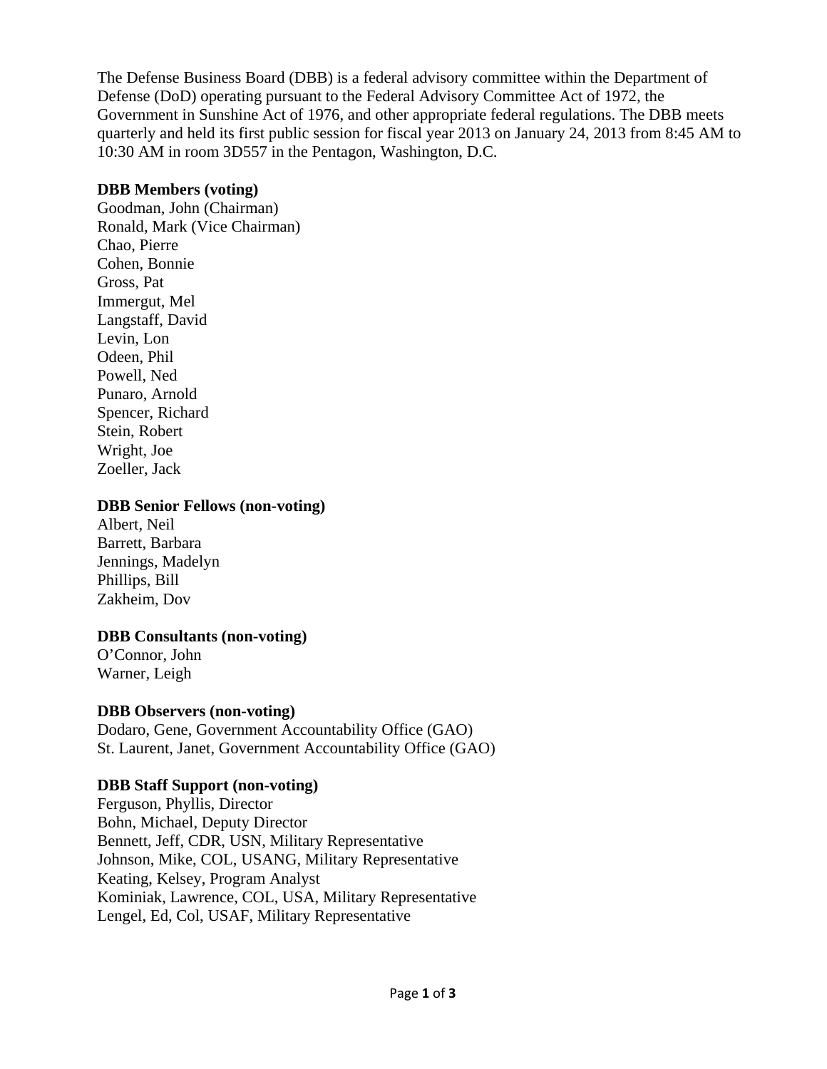The Defense Business Board (DBB) is a federal advisory committee within the Department of Defense (DoD) operating pursuant to the Federal Advisory Committee Act of 1972, the Government in Sunshine Act of 1976, and other appropriate federal regulations. The DBB meets quarterly and held its first public session for fiscal year 2013 on January 24, 2013 from 8:45 AM to 10:30 AM in room 3D557 in the Pentagon, Washington, D.C.

**DBB Members (voting)**
Goodman, John (Chairman)
Ronald, Mark (Vice Chairman)
Chao, Pierre
Cohen, Bonnie
Gross, Pat
Immergut, Mel
Langstaff, David
Levin, Lon
Odeen, Phil
Powell, Ned
Punaro, Arnold
Spencer, Richard
Stein, Robert
Wright, Joe
Zoeller, Jack

**DBB Senior Fellows (non-voting)**
Albert, Neil
Barrett, Barbara
Jennings, Madelyn
Phillips, Bill
Zakheim, Dov

**DBB Consultants (non-voting)**
O'Connor, John
Warner, Leigh

**DBB Observers (non-voting)**
Dodaro, Gene, Government Accountability Office (GAO)
St. Laurent, Janet, Government Accountability Office (GAO)

**DBB Staff Support (non-voting)**
Ferguson, Phyllis, Director
Bohn, Michael, Deputy Director
Bennett, Jeff, CDR, USN, Military Representative
Johnson, Mike, COL, USANG, Military Representative
Keating, Kelsey, Program Analyst
Kominiak, Lawrence, COL, USA, Military Representative
Lengel, Ed, Col, USAF, Military Representative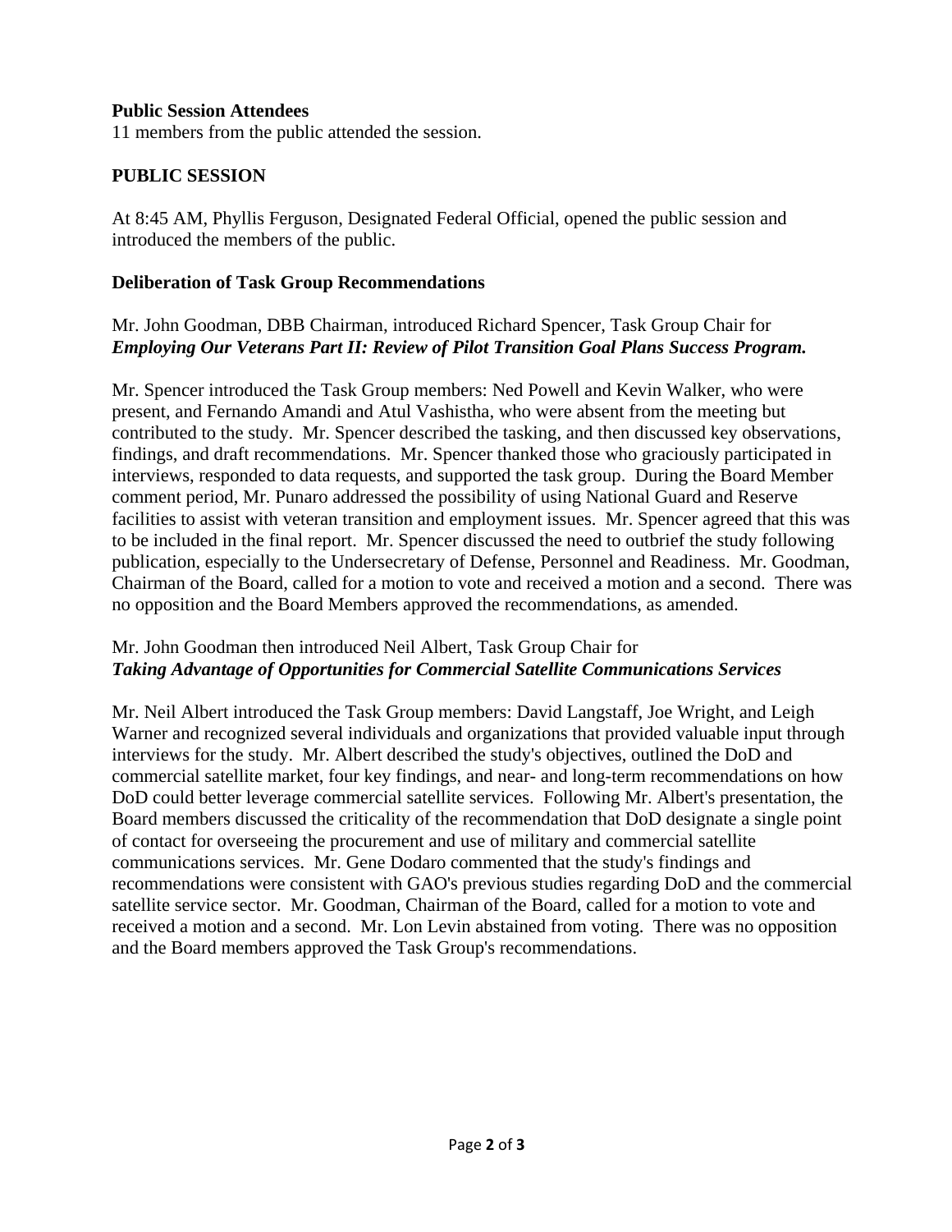**Public Session Attendees**
11 members from the public attended the session.

## PUBLIC SESSION

At 8:45 AM, Phyllis Ferguson, Designated Federal Official, opened the public session and introduced the members of the public.

### Deliberation of Task Group Recommendations

Mr. John Goodman, DBB Chairman, introduced Richard Spencer, Task Group Chair for ***Employing Our Veterans Part II: Review of Pilot Transition Goal Plans Success Program.***

Mr. Spencer introduced the Task Group members: Ned Powell and Kevin Walker, who were present, and Fernando Amandi and Atul Vashistha, who were absent from the meeting but contributed to the study. Mr. Spencer described the tasking, and then discussed key observations, findings, and draft recommendations. Mr. Spencer thanked those who graciously participated in interviews, responded to data requests, and supported the task group. During the Board Member comment period, Mr. Punaro addressed the possibility of using National Guard and Reserve facilities to assist with veteran transition and employment issues. Mr. Spencer agreed that this was to be included in the final report. Mr. Spencer discussed the need to outbrief the study following publication, especially to the Undersecretary of Defense, Personnel and Readiness. Mr. Goodman, Chairman of the Board, called for a motion to vote and received a motion and a second. There was no opposition and the Board Members approved the recommendations, as amended.

Mr. John Goodman then introduced Neil Albert, Task Group Chair for ***Taking Advantage of Opportunities for Commercial Satellite Communications Services***

Mr. Neil Albert introduced the Task Group members: David Langstaff, Joe Wright, and Leigh Warner and recognized several individuals and organizations that provided valuable input through interviews for the study. Mr. Albert described the study's objectives, outlined the DoD and commercial satellite market, four key findings, and near- and long-term recommendations on how DoD could better leverage commercial satellite services. Following Mr. Albert's presentation, the Board members discussed the criticality of the recommendation that DoD designate a single point of contact for overseeing the procurement and use of military and commercial satellite communications services. Mr. Gene Dodaro commented that the study's findings and recommendations were consistent with GAO's previous studies regarding DoD and the commercial satellite service sector. Mr. Goodman, Chairman of the Board, called for a motion to vote and received a motion and a second. Mr. Lon Levin abstained from voting. There was no opposition and the Board members approved the Task Group's recommendations.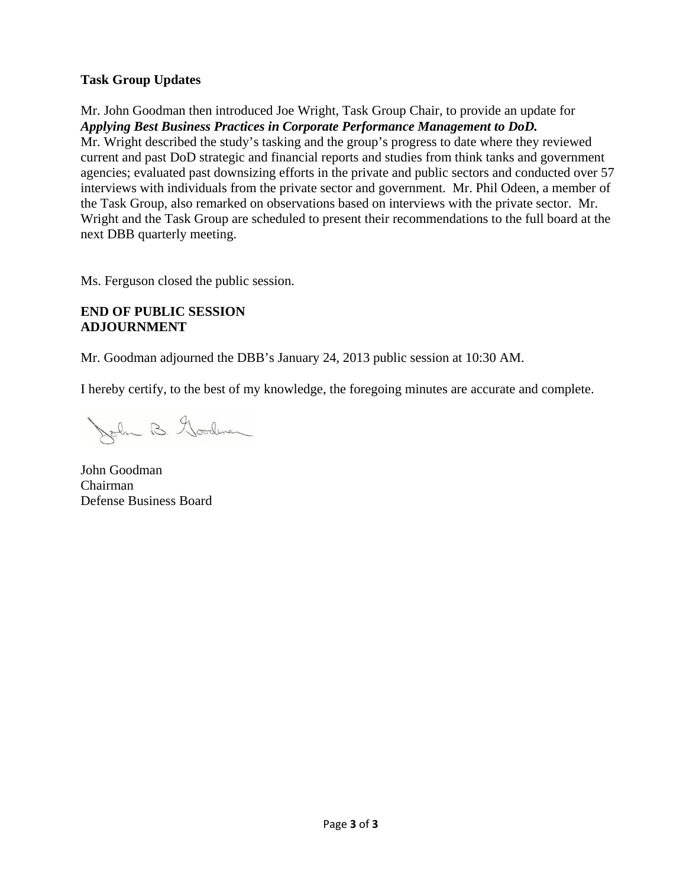**Task Group Updates**

Mr. John Goodman then introduced Joe Wright, Task Group Chair, to provide an update for ***Applying Best Business Practices in Corporate Performance Management to DoD.***
Mr. Wright described the study's tasking and the group's progress to date where they reviewed current and past DoD strategic and financial reports and studies from think tanks and government agencies; evaluated past downsizing efforts in the private and public sectors and conducted over 57 interviews with individuals from the private sector and government. Mr. Phil Odeen, a member of the Task Group, also remarked on observations based on interviews with the private sector. Mr. Wright and the Task Group are scheduled to present their recommendations to the full board at the next DBB quarterly meeting.

Ms. Ferguson closed the public session.

**END OF PUBLIC SESSION**
**ADJOURNMENT**

Mr. Goodman adjourned the DBB's January 24, 2013 public session at 10:30 AM.

I hereby certify, to the best of my knowledge, the foregoing minutes are accurate and complete.

John B. Goodman

John Goodman
Chairman
Defense Business Board